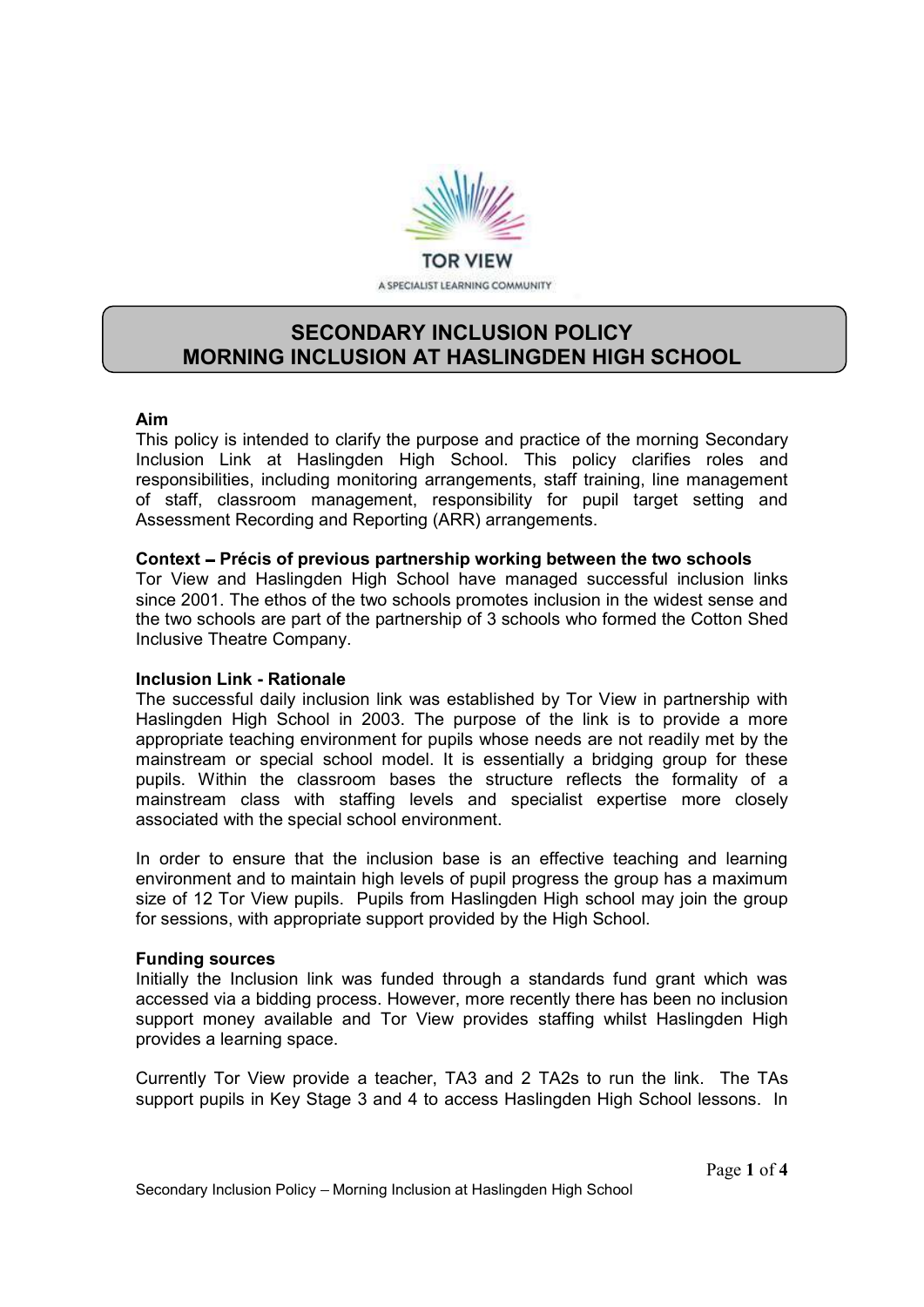TOR VIEW

A SPECIALIST LEARNING COMMUNITY

# SECONDARY INCLUSION POLICY
# MORNING INCLUSION AT HASLINGDEN HIGH SCHOOL

**Aim**

This policy is intended to clarify the purpose and practice of the morning Secondary Inclusion Link at Haslingden High School. This policy clarifies roles and responsibilities, including monitoring arrangements, staff training, line management of staff, classroom management, responsibility for pupil target setting and Assessment Recording and Reporting (ARR) arrangements.

**Context – Précis of previous partnership working between the two schools**

Tor View and Haslingden High School have managed successful inclusion links since 2001. The ethos of the two schools promotes inclusion in the widest sense and the two schools are part of the partnership of 3 schools who formed the Cotton Shed Inclusive Theatre Company.

**Inclusion Link - Rationale**

The successful daily inclusion link was established by Tor View in partnership with Haslingden High School in 2003. The purpose of the link is to provide a more appropriate teaching environment for pupils whose needs are not readily met by the mainstream or special school model. It is essentially a bridging group for these pupils. Within the classroom bases the structure reflects the formality of a mainstream class with staffing levels and specialist expertise more closely associated with the special school environment.

In order to ensure that the inclusion base is an effective teaching and learning environment and to maintain high levels of pupil progress the group has a maximum size of 12 Tor View pupils. Pupils from Haslingden High school may join the group for sessions, with appropriate support provided by the High School.

**Funding sources**

Initially the Inclusion link was funded through a standards fund grant which was accessed via a bidding process. However, more recently there has been no inclusion support money available and Tor View provides staffing whilst Haslingden High provides a learning space.

Currently Tor View provide a teacher, TA3 and 2 TA2s to run the link. The TAs support pupils in Key Stage 3 and 4 to access Haslingden High School lessons. In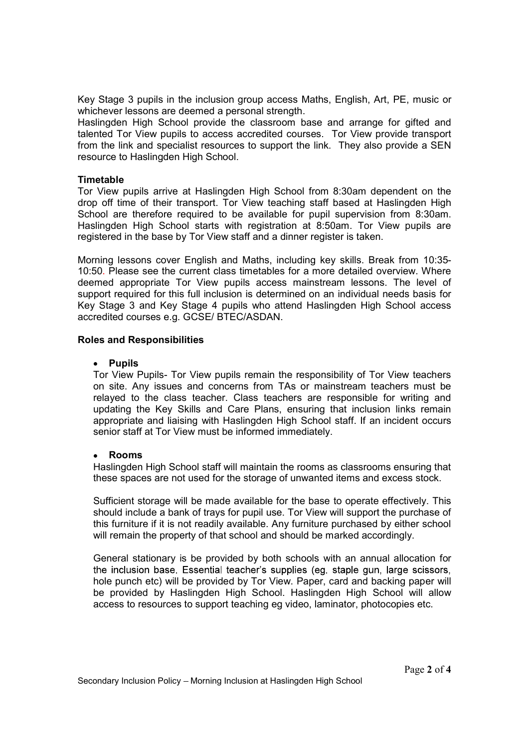Key Stage 3 pupils in the inclusion group access Maths, English, Art, PE, music or whichever lessons are deemed a personal strength.

Haslingden High School provide the classroom base and arrange for gifted and talented Tor View pupils to access accredited courses. Tor View provide transport from the link and specialist resources to support the link. They also provide a SEN resource to Haslingden High School.

**Timetable**

Tor View pupils arrive at Haslingden High School from 8:30am dependent on the drop off time of their transport. Tor View teaching staff based at Haslingden High School are therefore required to be available for pupil supervision from 8:30am. Haslingden High School starts with registration at 8:50am. Tor View pupils are registered in the base by Tor View staff and a dinner register is taken.

Morning lessons cover English and Maths, including key skills. Break from 10:35-10:50. Please see the current class timetables for a more detailed overview. Where deemed appropriate Tor View pupils access mainstream lessons. The level of support required for this full inclusion is determined on an individual needs basis for Key Stage 3 and Key Stage 4 pupils who attend Haslingden High School access accredited courses e.g. GCSE/ BTEC/ASDAN.

**Roles and Responsibilities**

- **Pupils**

Tor View Pupils- Tor View pupils remain the responsibility of Tor View teachers on site. Any issues and concerns from TAs or mainstream teachers must be relayed to the class teacher. Class teachers are responsible for writing and updating the Key Skills and Care Plans, ensuring that inclusion links remain appropriate and liaising with Haslingden High School staff. If an incident occurs senior staff at Tor View must be informed immediately.

- **Rooms**

Haslingden High School staff will maintain the rooms as classrooms ensuring that these spaces are not used for the storage of unwanted items and excess stock.

Sufficient storage will be made available for the base to operate effectively. This should include a bank of trays for pupil use. Tor View will support the purchase of this furniture if it is not readily available. Any furniture purchased by either school will remain the property of that school and should be marked accordingly.

General stationary is be provided by both schools with an annual allocation for the inclusion base. Essential teacher's supplies (eg. staple gun, large scissors, hole punch etc) will be provided by Tor View. Paper, card and backing paper will be provided by Haslingden High School. Haslingden High School will allow access to resources to support teaching eg video, laminator, photocopies etc.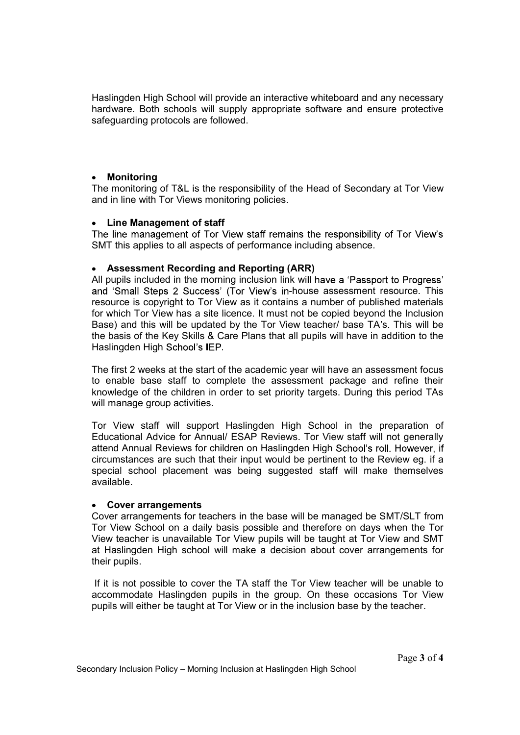Haslingden High School will provide an interactive whiteboard and any necessary hardware. Both schools will supply appropriate software and ensure protective safeguarding protocols are followed.

- **Monitoring**

The monitoring of T&L is the responsibility of the Head of Secondary at Tor View and in line with Tor Views monitoring policies.

- **Line Management of staff**

The line management of Tor View staff remains the responsibility of Tor View's SMT this applies to all aspects of performance including absence.

- **Assessment Recording and Reporting (ARR)**

All pupils included in the morning inclusion link will have a 'Passport to Progress' and 'Small Steps 2 Success' (Tor View's in-house assessment resource. This resource is copyright to Tor View as it contains a number of published materials for which Tor View has a site licence. It must not be copied beyond the Inclusion Base) and this will be updated by the Tor View teacher/ base TA's. This will be the basis of the Key Skills & Care Plans that all pupils will have in addition to the Haslingden High School's IEP.

The first 2 weeks at the start of the academic year will have an assessment focus to enable base staff to complete the assessment package and refine their knowledge of the children in order to set priority targets. During this period TAs will manage group activities.

Tor View staff will support Haslingden High School in the preparation of Educational Advice for Annual/ ESAP Reviews. Tor View staff will not generally attend Annual Reviews for children on Haslingden High School's roll. However, if circumstances are such that their input would be pertinent to the Review eg. if a special school placement was being suggested staff will make themselves available.

- **Cover arrangements**

Cover arrangements for teachers in the base will be managed be SMT/SLT from Tor View School on a daily basis possible and therefore on days when the Tor View teacher is unavailable Tor View pupils will be taught at Tor View and SMT at Haslingden High school will make a decision about cover arrangements for their pupils.

If it is not possible to cover the TA staff the Tor View teacher will be unable to accommodate Haslingden pupils in the group. On these occasions Tor View pupils will either be taught at Tor View or in the inclusion base by the teacher.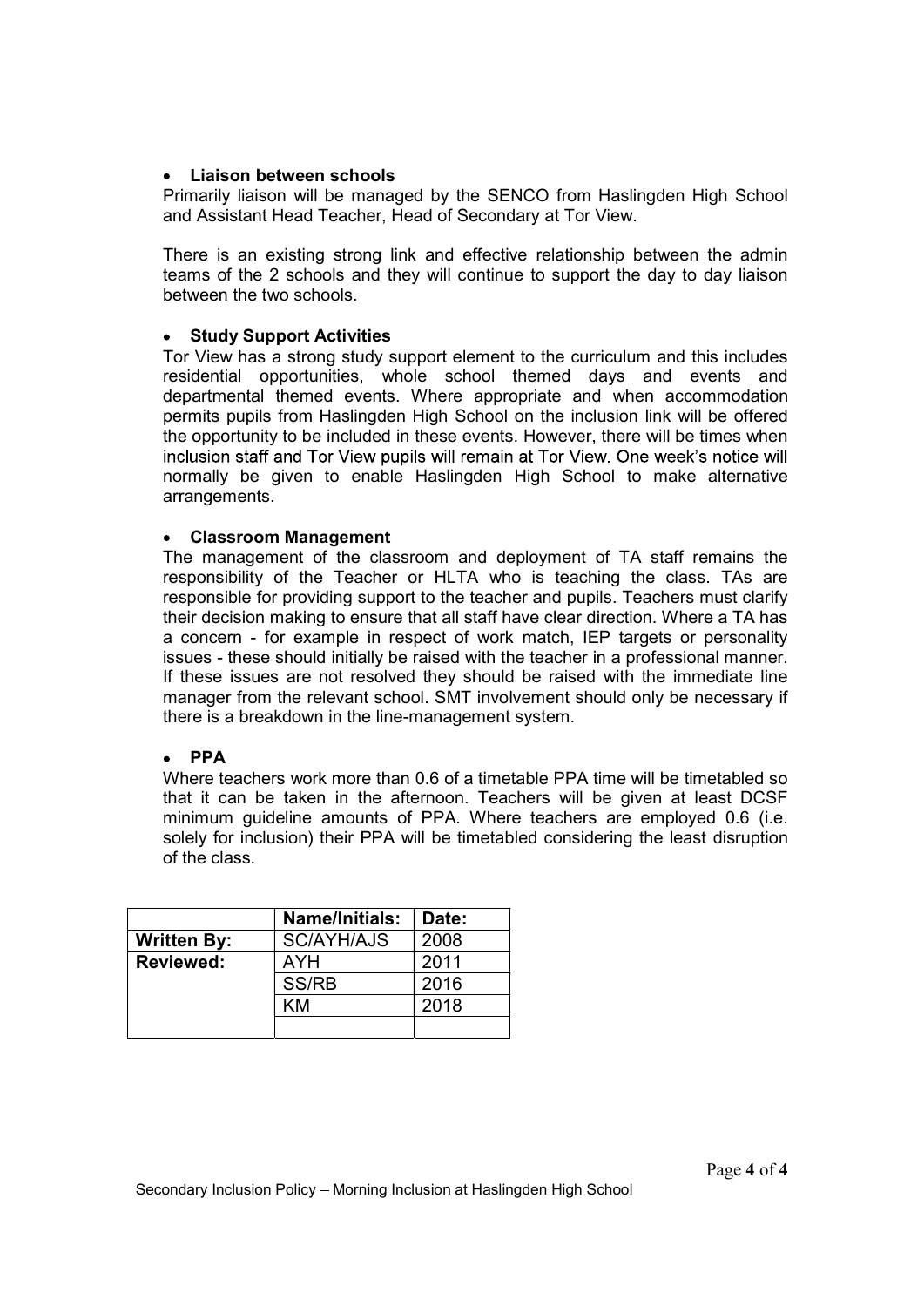- **Liaison between schools**

Primarily liaison will be managed by the SENCO from Haslingden High School and Assistant Head Teacher, Head of Secondary at Tor View.

There is an existing strong link and effective relationship between the admin teams of the 2 schools and they will continue to support the day to day liaison between the two schools.

- **Study Support Activities**

Tor View has a strong study support element to the curriculum and this includes residential opportunities, whole school themed days and events and departmental themed events. Where appropriate and when accommodation permits pupils from Haslingden High School on the inclusion link will be offered the opportunity to be included in these events. However, there will be times when inclusion staff and Tor View pupils will remain at Tor View. One week's notice will normally be given to enable Haslingden High School to make alternative arrangements.

- **Classroom Management**

The management of the classroom and deployment of TA staff remains the responsibility of the Teacher or HLTA who is teaching the class. TAs are responsible for providing support to the teacher and pupils. Teachers must clarify their decision making to ensure that all staff have clear direction. Where a TA has a concern - for example in respect of work match, IEP targets or personality issues - these should initially be raised with the teacher in a professional manner. If these issues are not resolved they should be raised with the immediate line manager from the relevant school. SMT involvement should only be necessary if there is a breakdown in the line-management system.

- **PPA**

Where teachers work more than 0.6 of a timetable PPA time will be timetabled so that it can be taken in the afternoon. Teachers will be given at least DCSF minimum guideline amounts of PPA. Where teachers are employed 0.6 (i.e. solely for inclusion) their PPA will be timetabled considering the least disruption of the class.

| | Name/Initials: | Date: |
|---|---|---|
| **Written By:** | SC/AYH/AJS | 2008 |
| **Reviewed:** | AYH | 2011 |
| | SS/RB | 2016 |
| | KM | 2018 |
| | | |